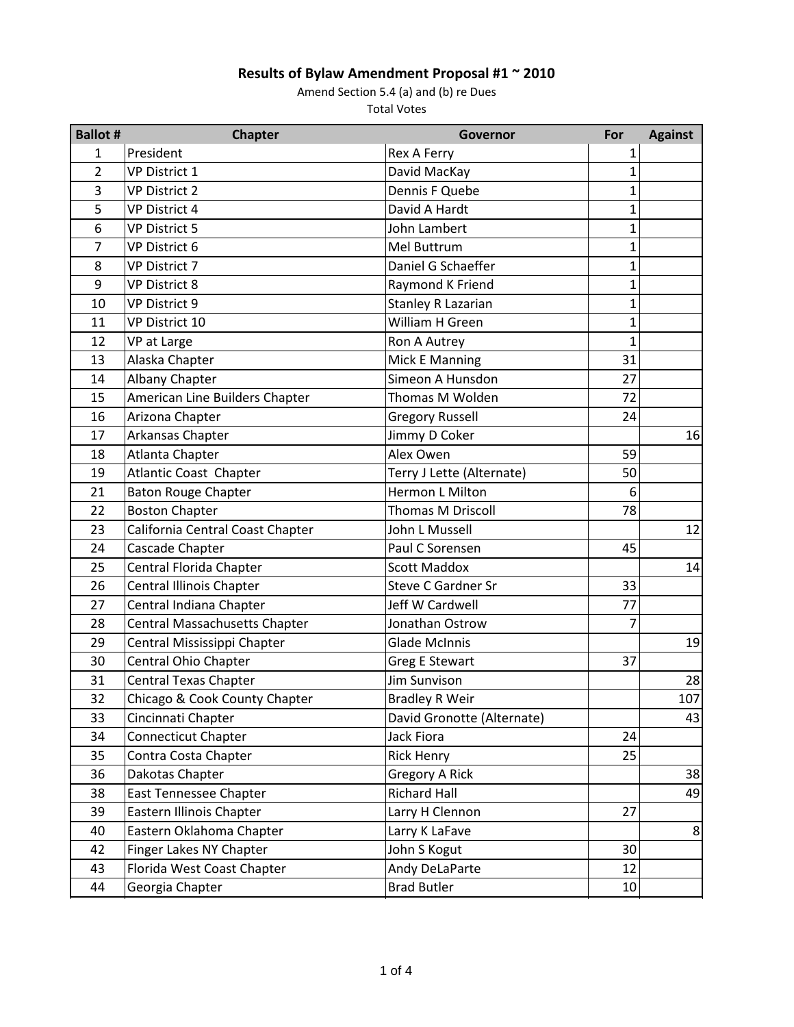# Results of Bylaw Amendment Proposal #1 ~ 2010

Amend Section 5.4 (a) and (b) re Dues

Total Votes

| Ballot # | Chapter | Governor | For | Against |
|---|---|---|---|---|
| 1 | President | Rex A Ferry | 1 | |
| 2 | VP District 1 | David MacKay | 1 | |
| 3 | VP District 2 | Dennis F Quebe | 1 | |
| 5 | VP District 4 | David A Hardt | 1 | |
| 6 | VP District 5 | John Lambert | 1 | |
| 7 | VP District 6 | Mel Buttrum | 1 | |
| 8 | VP District 7 | Daniel G Schaeffer | 1 | |
| 9 | VP District 8 | Raymond K Friend | 1 | |
| 10 | VP District 9 | Stanley R Lazarian | 1 | |
| 11 | VP District 10 | William H Green | 1 | |
| 12 | VP at Large | Ron A Autrey | 1 | |
| 13 | Alaska Chapter | Mick E Manning | 31 | |
| 14 | Albany Chapter | Simeon A Hunsdon | 27 | |
| 15 | American Line Builders Chapter | Thomas M Wolden | 72 | |
| 16 | Arizona Chapter | Gregory Russell | 24 | |
| 17 | Arkansas Chapter | Jimmy D Coker | | 16 |
| 18 | Atlanta Chapter | Alex Owen | 59 | |
| 19 | Atlantic Coast Chapter | Terry J Lette (Alternate) | 50 | |
| 21 | Baton Rouge Chapter | Hermon L Milton | 6 | |
| 22 | Boston Chapter | Thomas M Driscoll | 78 | |
| 23 | California Central Coast Chapter | John L Mussell | | 12 |
| 24 | Cascade Chapter | Paul C Sorensen | 45 | |
| 25 | Central Florida Chapter | Scott Maddox | | 14 |
| 26 | Central Illinois Chapter | Steve C Gardner Sr | 33 | |
| 27 | Central Indiana Chapter | Jeff W Cardwell | 77 | |
| 28 | Central Massachusetts Chapter | Jonathan Ostrow | 7 | |
| 29 | Central Mississippi Chapter | Glade McInnis | | 19 |
| 30 | Central Ohio Chapter | Greg E Stewart | 37 | |
| 31 | Central Texas Chapter | Jim Sunvison | | 28 |
| 32 | Chicago & Cook County Chapter | Bradley R Weir | | 107 |
| 33 | Cincinnati Chapter | David Gronotte (Alternate) | | 43 |
| 34 | Connecticut Chapter | Jack Fiora | 24 | |
| 35 | Contra Costa Chapter | Rick Henry | 25 | |
| 36 | Dakotas Chapter | Gregory A Rick | | 38 |
| 38 | East Tennessee Chapter | Richard Hall | | 49 |
| 39 | Eastern Illinois Chapter | Larry H Clennon | 27 | |
| 40 | Eastern Oklahoma Chapter | Larry K LaFave | | 8 |
| 42 | Finger Lakes NY Chapter | John S Kogut | 30 | |
| 43 | Florida West Coast Chapter | Andy DeLaParte | 12 | |
| 44 | Georgia Chapter | Brad Butler | 10 | |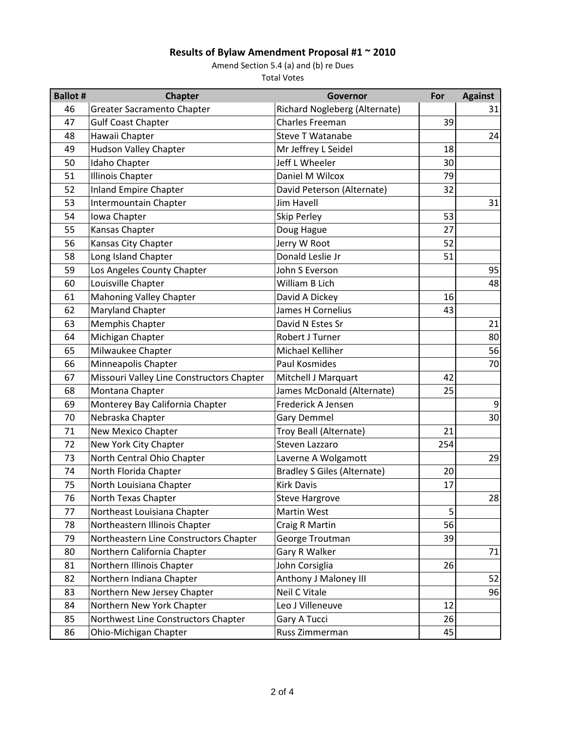## Results of Bylaw Amendment Proposal #1 ~ 2010

Amend Section 5.4 (a) and (b) re Dues

Total Votes

| Ballot # | Chapter | Governor | For | Against |
|---|---|---|---|---|
| 46 | Greater Sacramento Chapter | Richard Nogleberg (Alternate) | | 31 |
| 47 | Gulf Coast Chapter | Charles Freeman | 39 | |
| 48 | Hawaii Chapter | Steve T Watanabe | | 24 |
| 49 | Hudson Valley Chapter | Mr Jeffrey L Seidel | 18 | |
| 50 | Idaho Chapter | Jeff L Wheeler | 30 | |
| 51 | Illinois Chapter | Daniel M Wilcox | 79 | |
| 52 | Inland Empire Chapter | David Peterson (Alternate) | 32 | |
| 53 | Intermountain Chapter | Jim Havell | | 31 |
| 54 | Iowa Chapter | Skip Perley | 53 | |
| 55 | Kansas Chapter | Doug Hague | 27 | |
| 56 | Kansas City Chapter | Jerry W Root | 52 | |
| 58 | Long Island Chapter | Donald Leslie Jr | 51 | |
| 59 | Los Angeles County Chapter | John S Everson | | 95 |
| 60 | Louisville Chapter | William B Lich | | 48 |
| 61 | Mahoning Valley Chapter | David A Dickey | 16 | |
| 62 | Maryland Chapter | James H Cornelius | 43 | |
| 63 | Memphis Chapter | David N Estes Sr | | 21 |
| 64 | Michigan Chapter | Robert J Turner | | 80 |
| 65 | Milwaukee Chapter | Michael Kelliher | | 56 |
| 66 | Minneapolis Chapter | Paul Kosmides | | 70 |
| 67 | Missouri Valley Line Constructors Chapter | Mitchell J Marquart | 42 | |
| 68 | Montana Chapter | James McDonald (Alternate) | 25 | |
| 69 | Monterey Bay California Chapter | Frederick A Jensen | | 9 |
| 70 | Nebraska Chapter | Gary Demmel | | 30 |
| 71 | New Mexico Chapter | Troy Beall (Alternate) | 21 | |
| 72 | New York City Chapter | Steven Lazzaro | 254 | |
| 73 | North Central Ohio Chapter | Laverne A Wolgamott | | 29 |
| 74 | North Florida Chapter | Bradley S Giles (Alternate) | 20 | |
| 75 | North Louisiana Chapter | Kirk Davis | 17 | |
| 76 | North Texas Chapter | Steve Hargrove | | 28 |
| 77 | Northeast Louisiana Chapter | Martin West | 5 | |
| 78 | Northeastern Illinois Chapter | Craig R Martin | 56 | |
| 79 | Northeastern Line Constructors Chapter | George Troutman | 39 | |
| 80 | Northern California Chapter | Gary R Walker | | 71 |
| 81 | Northern Illinois Chapter | John Corsiglia | 26 | |
| 82 | Northern Indiana Chapter | Anthony J Maloney III | | 52 |
| 83 | Northern New Jersey Chapter | Neil C Vitale | | 96 |
| 84 | Northern New York Chapter | Leo J Villeneuve | 12 | |
| 85 | Northwest Line Constructors Chapter | Gary A Tucci | 26 | |
| 86 | Ohio-Michigan Chapter | Russ Zimmerman | 45 | |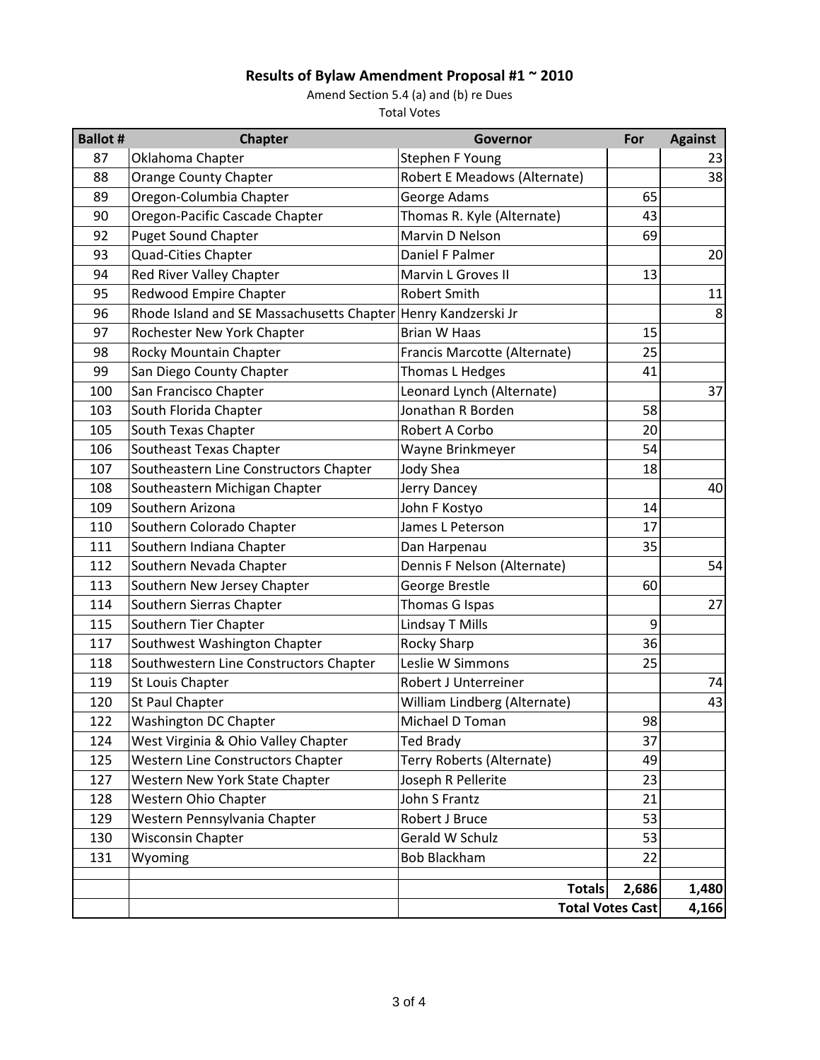# Results of Bylaw Amendment Proposal #1 ~ 2010

Amend Section 5.4 (a) and (b) re Dues

Total Votes

| Ballot # | Chapter | Governor | For | Against |
|---|---|---|---|---|
| 87 | Oklahoma Chapter | Stephen F Young | | 23 |
| 88 | Orange County Chapter | Robert E Meadows (Alternate) | | 38 |
| 89 | Oregon-Columbia Chapter | George Adams | 65 | |
| 90 | Oregon-Pacific Cascade Chapter | Thomas R. Kyle (Alternate) | 43 | |
| 92 | Puget Sound Chapter | Marvin D Nelson | 69 | |
| 93 | Quad-Cities Chapter | Daniel F Palmer | | 20 |
| 94 | Red River Valley Chapter | Marvin L Groves II | 13 | |
| 95 | Redwood Empire Chapter | Robert Smith | | 11 |
| 96 | Rhode Island and SE Massachusetts Chapter | Henry Kandzerski Jr | | 8 |
| 97 | Rochester New York Chapter | Brian W Haas | 15 | |
| 98 | Rocky Mountain Chapter | Francis Marcotte (Alternate) | 25 | |
| 99 | San Diego County Chapter | Thomas L Hedges | 41 | |
| 100 | San Francisco Chapter | Leonard Lynch (Alternate) | | 37 |
| 103 | South Florida Chapter | Jonathan R Borden | 58 | |
| 105 | South Texas Chapter | Robert A Corbo | 20 | |
| 106 | Southeast Texas Chapter | Wayne Brinkmeyer | 54 | |
| 107 | Southeastern Line Constructors Chapter | Jody Shea | 18 | |
| 108 | Southeastern Michigan Chapter | Jerry Dancey | | 40 |
| 109 | Southern Arizona | John F Kostyo | 14 | |
| 110 | Southern Colorado Chapter | James L Peterson | 17 | |
| 111 | Southern Indiana Chapter | Dan Harpenau | 35 | |
| 112 | Southern Nevada Chapter | Dennis F Nelson (Alternate) | | 54 |
| 113 | Southern New Jersey Chapter | George Brestle | 60 | |
| 114 | Southern Sierras Chapter | Thomas G Ispas | | 27 |
| 115 | Southern Tier Chapter | Lindsay T Mills | 9 | |
| 117 | Southwest Washington Chapter | Rocky Sharp | 36 | |
| 118 | Southwestern Line Constructors Chapter | Leslie W Simmons | 25 | |
| 119 | St Louis Chapter | Robert J Unterreiner | | 74 |
| 120 | St Paul Chapter | William Lindberg (Alternate) | | 43 |
| 122 | Washington DC Chapter | Michael D Toman | 98 | |
| 124 | West Virginia & Ohio Valley Chapter | Ted Brady | 37 | |
| 125 | Western Line Constructors Chapter | Terry Roberts (Alternate) | 49 | |
| 127 | Western New York State Chapter | Joseph R Pellerite | 23 | |
| 128 | Western Ohio Chapter | John S Frantz | 21 | |
| 129 | Western Pennsylvania Chapter | Robert J Bruce | 53 | |
| 130 | Wisconsin Chapter | Gerald W Schulz | 53 | |
| 131 | Wyoming | Bob Blackham | 22 | |
| | | | | |
| | | **Totals** | **2,686** | **1,480** |
| | | **Total Votes Cast** | | **4,166** |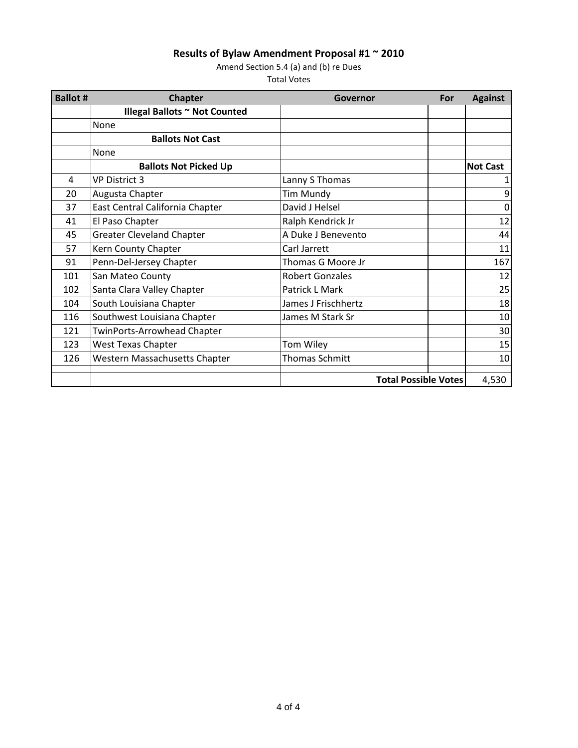**Results of Bylaw Amendment Proposal #1 ~ 2010**

Amend Section 5.4 (a) and (b) re Dues

Total Votes

| Ballot # | Chapter | Governor | For | Against |
|---|---|---|---|---|
| | **Illegal Ballots ~ Not Counted** | | | |
| | None | | | |
| | **Ballots Not Cast** | | | |
| | None | | | |
| | **Ballots Not Picked Up** | | | **Not Cast** |
| 4 | VP District 3 | Lanny S Thomas | | 1 |
| 20 | Augusta Chapter | Tim Mundy | | 9 |
| 37 | East Central California Chapter | David J Helsel | | 0 |
| 41 | El Paso Chapter | Ralph Kendrick Jr | | 12 |
| 45 | Greater Cleveland Chapter | A Duke J Benevento | | 44 |
| 57 | Kern County Chapter | Carl Jarrett | | 11 |
| 91 | Penn-Del-Jersey Chapter | Thomas G Moore Jr | | 167 |
| 101 | San Mateo County | Robert Gonzales | | 12 |
| 102 | Santa Clara Valley Chapter | Patrick L Mark | | 25 |
| 104 | South Louisiana Chapter | James J Frischhertz | | 18 |
| 116 | Southwest Louisiana Chapter | James M Stark Sr | | 10 |
| 121 | TwinPorts-Arrowhead Chapter | | | 30 |
| 123 | West Texas Chapter | Tom Wiley | | 15 |
| 126 | Western Massachusetts Chapter | Thomas Schmitt | | 10 |
| | | | | |
| | | **Total Possible Votes** | | 4,530 |